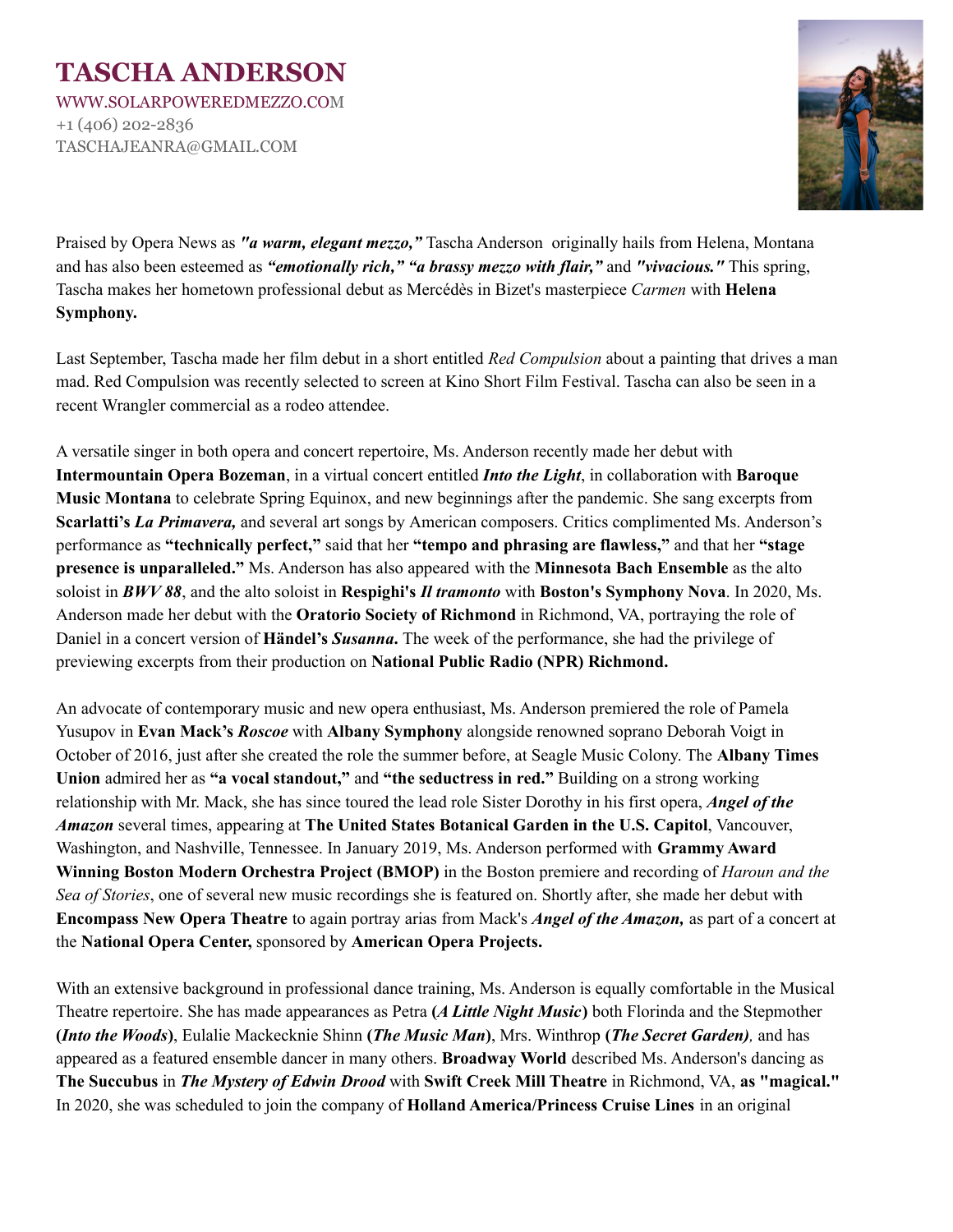# TASCHA ANDERSON

WWW.SOLARPOWEREDMEZZO.COM
+1 (406) 202-2836
TASCHAJEANRA@GMAIL.COM

Praised by Opera News as ***"a warm, elegant mezzo,"*** Tascha Anderson originally hails from Helena, Montana and has also been esteemed as ***"emotionally rich," "a brassy mezzo with flair,"*** and ***"vivacious."*** This spring, Tascha makes her hometown professional debut as Mercédès in Bizet's masterpiece *Carmen* with **Helena Symphony.**

Last September, Tascha made her film debut in a short entitled *Red Compulsion* about a painting that drives a man mad. Red Compulsion was recently selected to screen at Kino Short Film Festival. Tascha can also be seen in a recent Wrangler commercial as a rodeo attendee.

A versatile singer in both opera and concert repertoire, Ms. Anderson recently made her debut with **Intermountain Opera Bozeman**, in a virtual concert entitled ***Into the Light***, in collaboration with **Baroque Music Montana** to celebrate Spring Equinox, and new beginnings after the pandemic. She sang excerpts from **Scarlatti's *La Primavera,*** and several art songs by American composers. Critics complimented Ms. Anderson's performance as **"technically perfect,"** said that her **"tempo and phrasing are flawless,"** and that her **"stage presence is unparalleled."** Ms. Anderson has also appeared with the **Minnesota Bach Ensemble** as the alto soloist in ***BWV 88***, and the alto soloist in **Respighi's *Il tramonto*** with **Boston's Symphony Nova**. In 2020, Ms. Anderson made her debut with the **Oratorio Society of Richmond** in Richmond, VA, portraying the role of Daniel in a concert version of **Händel's *Susanna*.** The week of the performance, she had the privilege of previewing excerpts from their production on **National Public Radio (NPR) Richmond.**

An advocate of contemporary music and new opera enthusiast, Ms. Anderson premiered the role of Pamela Yusupov in **Evan Mack's *Roscoe*** with **Albany Symphony** alongside renowned soprano Deborah Voigt in October of 2016, just after she created the role the summer before, at Seagle Music Colony. The **Albany Times Union** admired her as **"a vocal standout,"** and **"the seductress in red."** Building on a strong working relationship with Mr. Mack, she has since toured the lead role Sister Dorothy in his first opera, ***Angel of the Amazon*** several times, appearing at **The United States Botanical Garden in the U.S. Capitol**, Vancouver, Washington, and Nashville, Tennessee. In January 2019, Ms. Anderson performed with **Grammy Award Winning Boston Modern Orchestra Project (BMOP)** in the Boston premiere and recording of *Haroun and the Sea of Stories*, one of several new music recordings she is featured on. Shortly after, she made her debut with **Encompass New Opera Theatre** to again portray arias from Mack's ***Angel of the Amazon,*** as part of a concert at the **National Opera Center,** sponsored by **American Opera Projects.**

With an extensive background in professional dance training, Ms. Anderson is equally comfortable in the Musical Theatre repertoire. She has made appearances as Petra **(*A Little Night Music*)** both Florinda and the Stepmother **(*Into the Woods*)**, Eulalie Mackecknie Shinn **(*The Music Man*)**, Mrs. Winthrop **(*The Secret Garden*)*,*** and has appeared as a featured ensemble dancer in many others. **Broadway World** described Ms. Anderson's dancing as **The Succubus** in ***The Mystery of Edwin Drood*** with **Swift Creek Mill Theatre** in Richmond, VA, **as "magical."** In 2020, she was scheduled to join the company of **Holland America/Princess Cruise Lines** in an original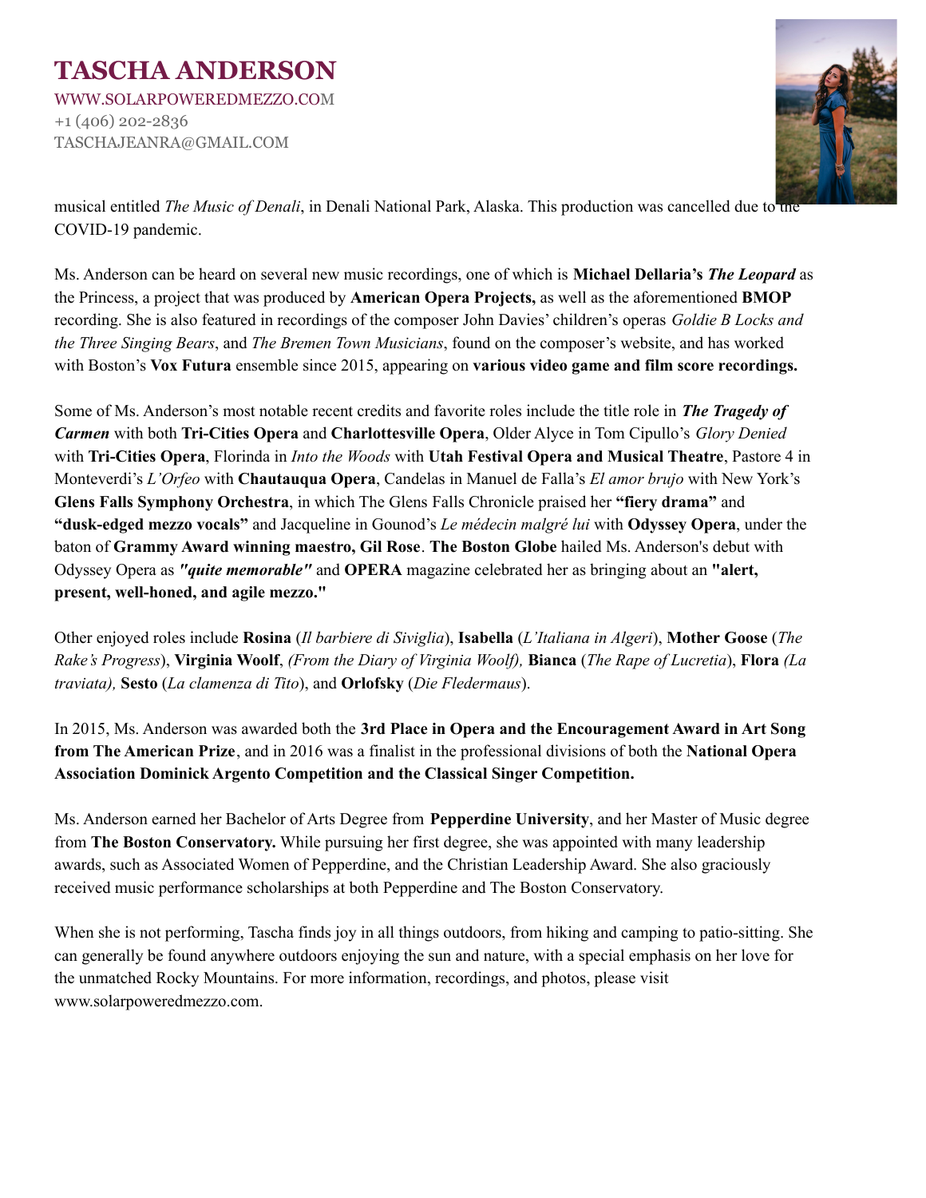# TASCHA ANDERSON

WWW.SOLARPOWEREDMEZZO.COM
+1 (406) 202-2836
TASCHAJEANRA@GMAIL.COM

musical entitled *The Music of Denali*, in Denali National Park, Alaska. This production was cancelled due to the COVID-19 pandemic.

Ms. Anderson can be heard on several new music recordings, one of which is **Michael Dellaria's *The Leopard*** as the Princess, a project that was produced by **American Opera Projects,** as well as the aforementioned **BMOP** recording. She is also featured in recordings of the composer John Davies' children's operas *Goldie B Locks and the Three Singing Bears*, and *The Bremen Town Musicians*, found on the composer's website, and has worked with Boston's **Vox Futura** ensemble since 2015, appearing on **various video game and film score recordings.**

Some of Ms. Anderson's most notable recent credits and favorite roles include the title role in ***The Tragedy of Carmen*** with both **Tri-Cities Opera** and **Charlottesville Opera**, Older Alyce in Tom Cipullo's *Glory Denied* with **Tri-Cities Opera**, Florinda in *Into the Woods* with **Utah Festival Opera and Musical Theatre**, Pastore 4 in Monteverdi's *L'Orfeo* with **Chautauqua Opera**, Candelas in Manuel de Falla's *El amor brujo* with New York's **Glens Falls Symphony Orchestra**, in which The Glens Falls Chronicle praised her **"fiery drama"** and **"dusk-edged mezzo vocals"** and Jacqueline in Gounod's *Le médecin malgré lui* with **Odyssey Opera**, under the baton of **Grammy Award winning maestro, Gil Rose**. **The Boston Globe** hailed Ms. Anderson's debut with Odyssey Opera as ***"quite memorable"*** and **OPERA** magazine celebrated her as bringing about an **"alert, present, well-honed, and agile mezzo."**

Other enjoyed roles include **Rosina** (*Il barbiere di Siviglia*), **Isabella** (*L'Italiana in Algeri*), **Mother Goose** (*The Rake's Progress*), **Virginia Woolf**, *(From the Diary of Virginia Woolf),* **Bianca** (*The Rape of Lucretia*), **Flora** *(La traviata),* **Sesto** (*La clamenza di Tito*), and **Orlofsky** (*Die Fledermaus*).

In 2015, Ms. Anderson was awarded both the **3rd Place in Opera and the Encouragement Award in Art Song from The American Prize**, and in 2016 was a finalist in the professional divisions of both the **National Opera Association Dominick Argento Competition and the Classical Singer Competition.**

Ms. Anderson earned her Bachelor of Arts Degree from **Pepperdine University**, and her Master of Music degree from **The Boston Conservatory.** While pursuing her first degree, she was appointed with many leadership awards, such as Associated Women of Pepperdine, and the Christian Leadership Award. She also graciously received music performance scholarships at both Pepperdine and The Boston Conservatory.

When she is not performing, Tascha finds joy in all things outdoors, from hiking and camping to patio-sitting. She can generally be found anywhere outdoors enjoying the sun and nature, with a special emphasis on her love for the unmatched Rocky Mountains. For more information, recordings, and photos, please visit www.solarpoweredmezzo.com.